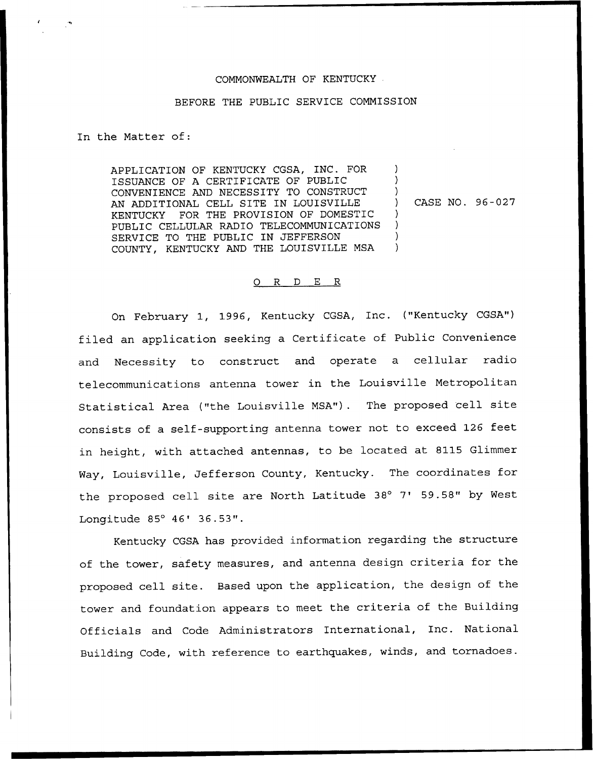COMMONWEALTH OF KENTUCKY

BEFORE THE PUBLIC SERVICE COMMISSION

In the Matter of:

| | | |
|---|---|---|
| APPLICATION OF KENTUCKY CGSA, INC. FOR ISSUANCE OF A CERTIFICATE OF PUBLIC CONVENIENCE AND NECESSITY TO CONSTRUCT AN ADDITIONAL CELL SITE IN LOUISVILLE KENTUCKY FOR THE PROVISION OF DOMESTIC PUBLIC CELLULAR RADIO TELECOMMUNICATIONS SERVICE TO THE PUBLIC IN JEFFERSON COUNTY, KENTUCKY AND THE LOUISVILLE MSA | ) | CASE NO. 96-027 |

## O R D E R

On February 1, 1996, Kentucky CGSA, Inc. ("Kentucky CGSA") filed an application seeking a Certificate of Public Convenience and Necessity to construct and operate a cellular radio telecommunications antenna tower in the Louisville Metropolitan Statistical Area ("the Louisville MSA"). The proposed cell site consists of a self-supporting antenna tower not to exceed 126 feet in height, with attached antennas, to be located at 8115 Glimmer Way, Louisville, Jefferson County, Kentucky. The coordinates for the proposed cell site are North Latitude 38° 7' 59.58" by West Longitude 85° 46' 36.53".

Kentucky CGSA has provided information regarding the structure of the tower, safety measures, and antenna design criteria for the proposed cell site. Based upon the application, the design of the tower and foundation appears to meet the criteria of the Building Officials and Code Administrators International, Inc. National Building Code, with reference to earthquakes, winds, and tornadoes.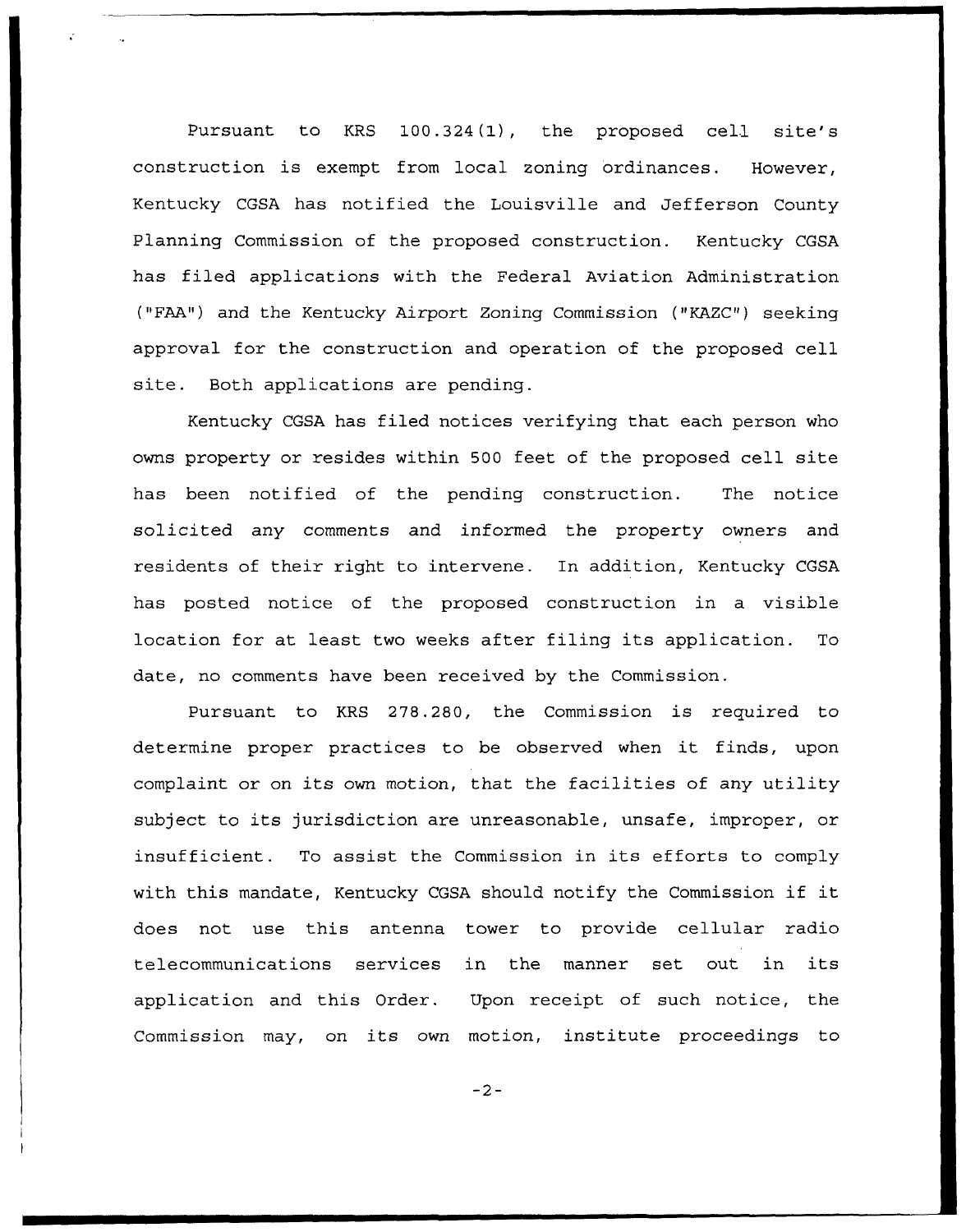Pursuant to KRS 100.324(1), the proposed cell site's construction is exempt from local zoning ordinances. However, Kentucky CGSA has notified the Louisville and Jefferson County Planning Commission of the proposed construction. Kentucky CGSA has filed applications with the Federal Aviation Administration ("FAA") and the Kentucky Airport Zoning Commission ("KAZC") seeking approval for the construction and operation of the proposed cell site. Both applications are pending.

Kentucky CGSA has filed notices verifying that each person who owns property or resides within 500 feet of the proposed cell site has been notified of the pending construction. The notice solicited any comments and informed the property owners and residents of their right to intervene. In addition, Kentucky CGSA has posted notice of the proposed construction in a visible location for at least two weeks after filing its application. To date, no comments have been received by the Commission.

Pursuant to KRS 278.280, the Commission is required to determine proper practices to be observed when it finds, upon complaint or on its own motion, that the facilities of any utility subject to its jurisdiction are unreasonable, unsafe, improper, or insufficient. To assist the Commission in its efforts to comply with this mandate, Kentucky CGSA should notify the Commission if it does not use this antenna tower to provide cellular radio telecommunications services in the manner set out in its application and this Order. Upon receipt of such notice, the Commission may, on its own motion, institute proceedings to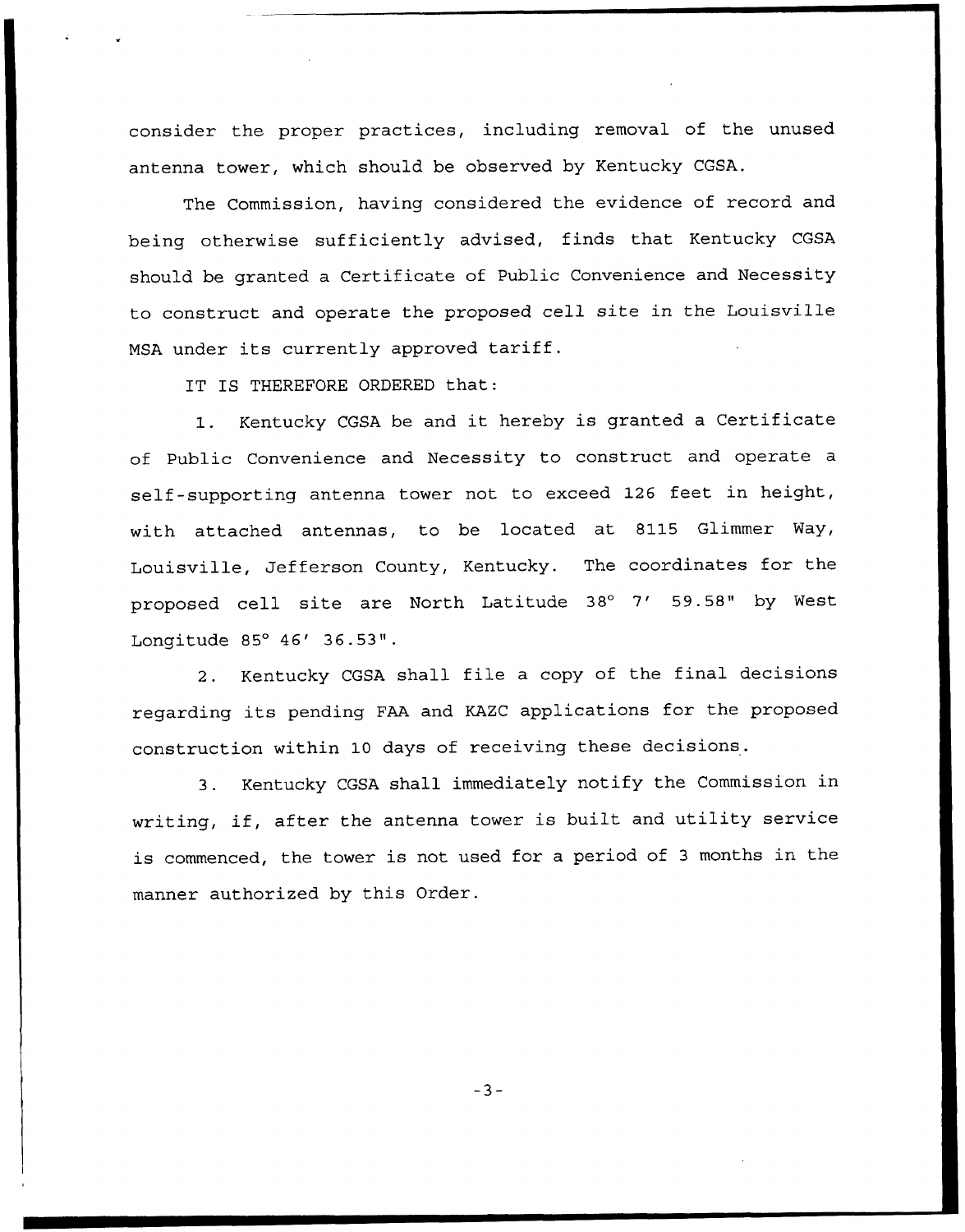consider the proper practices, including removal of the unused antenna tower, which should be observed by Kentucky CGSA.

The Commission, having considered the evidence of record and being otherwise sufficiently advised, finds that Kentucky CGSA should be granted a Certificate of Public Convenience and Necessity to construct and operate the proposed cell site in the Louisville MSA under its currently approved tariff.

IT IS THEREFORE ORDERED that:

1. Kentucky CGSA be and it hereby is granted a Certificate of Public Convenience and Necessity to construct and operate a self-supporting antenna tower not to exceed 126 feet in height, with attached antennas, to be located at 8115 Glimmer Way, Louisville, Jefferson County, Kentucky. The coordinates for the proposed cell site are North Latitude 38° 7′ 59.58" by West Longitude 85° 46′ 36.53".

2. Kentucky CGSA shall file a copy of the final decisions regarding its pending FAA and KAZC applications for the proposed construction within 10 days of receiving these decisions.

3. Kentucky CGSA shall immediately notify the Commission in writing, if, after the antenna tower is built and utility service is commenced, the tower is not used for a period of 3 months in the manner authorized by this Order.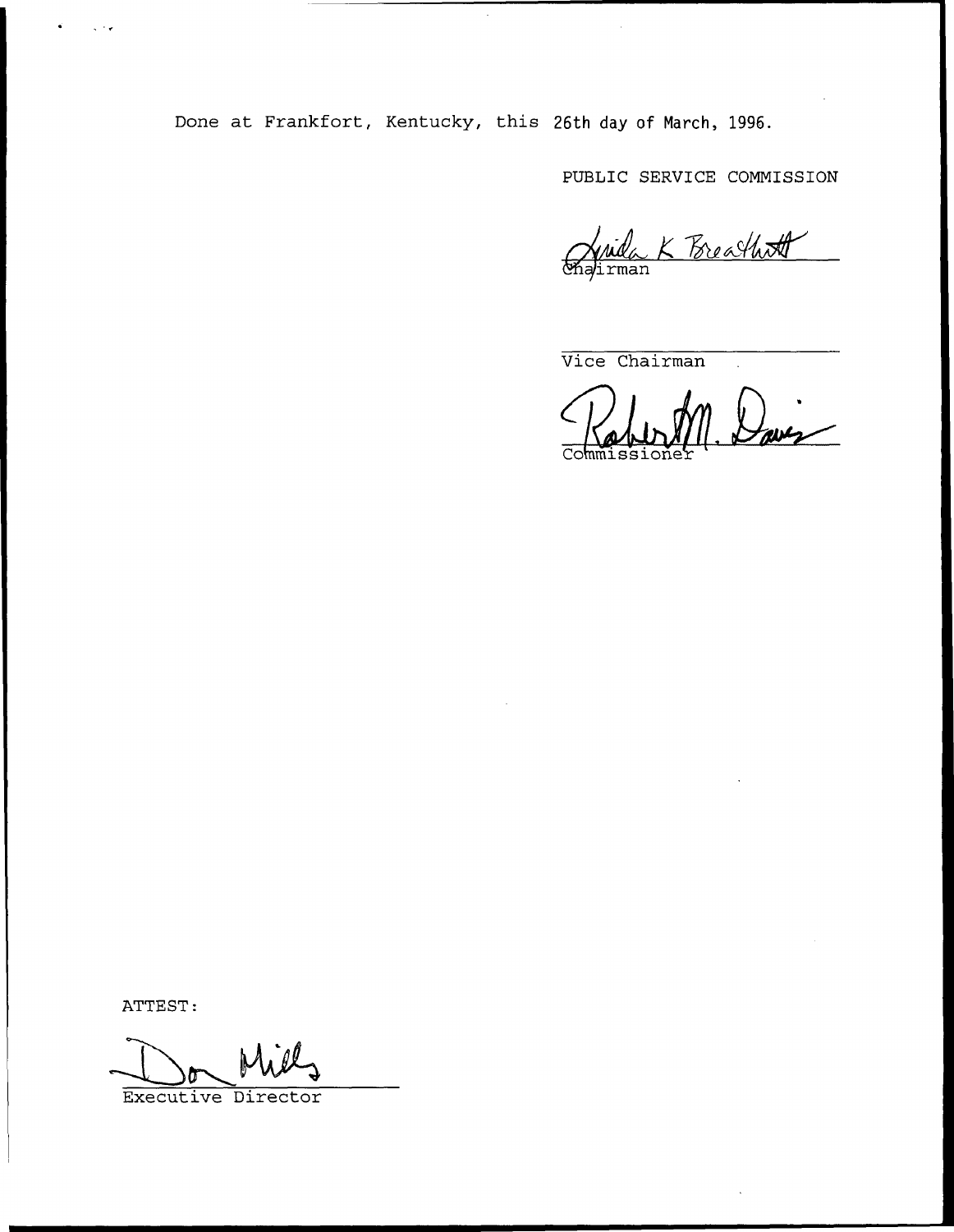Done at Frankfort, Kentucky, this 26th day of March, 1996.

PUBLIC SERVICE COMMISSION

Linda K Breathitt
Chairman

Vice Chairman

Robert M. Davis
Commissioner

ATTEST:

Don Mills
Executive Director